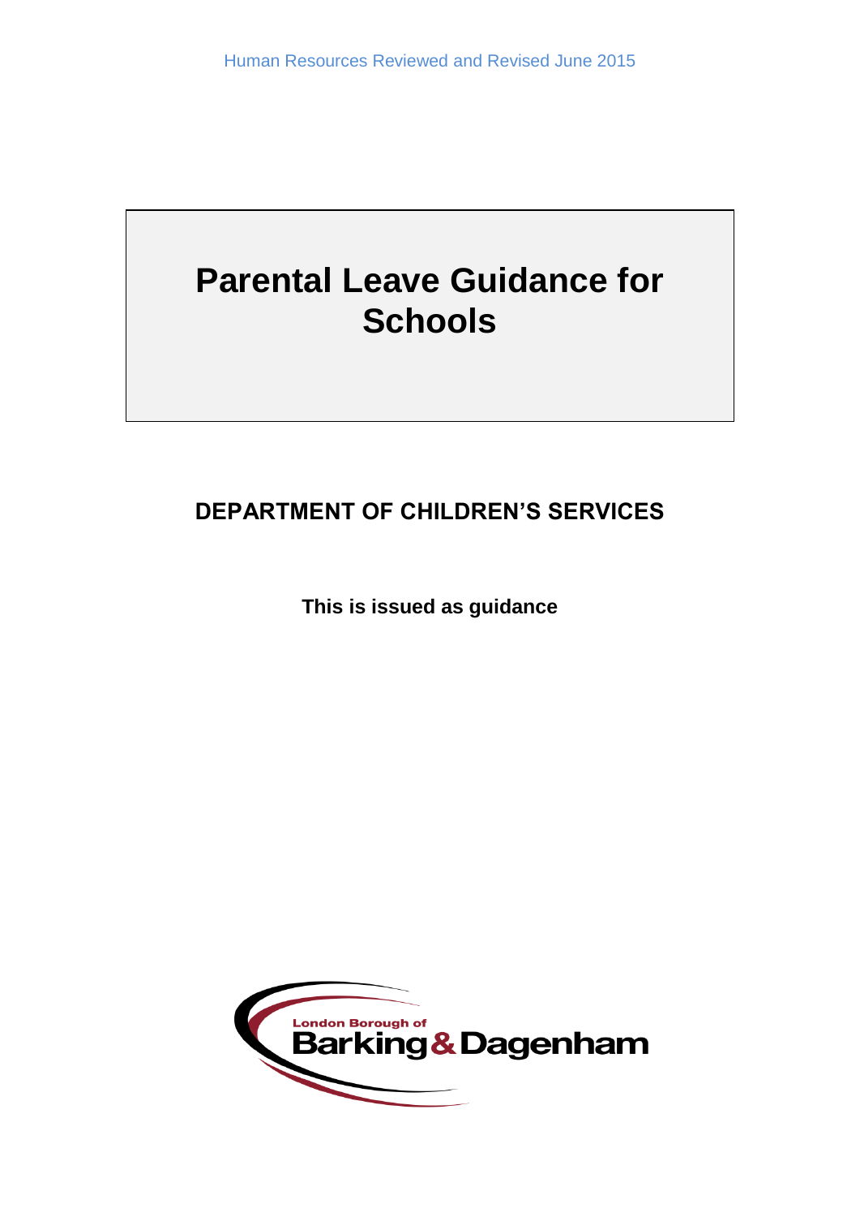Human Resources Reviewed and Revised June 2015

# Parental Leave Guidance for Schools

## DEPARTMENT OF CHILDREN'S SERVICES

**This is issued as guidance**

London Borough of Barking & Dagenham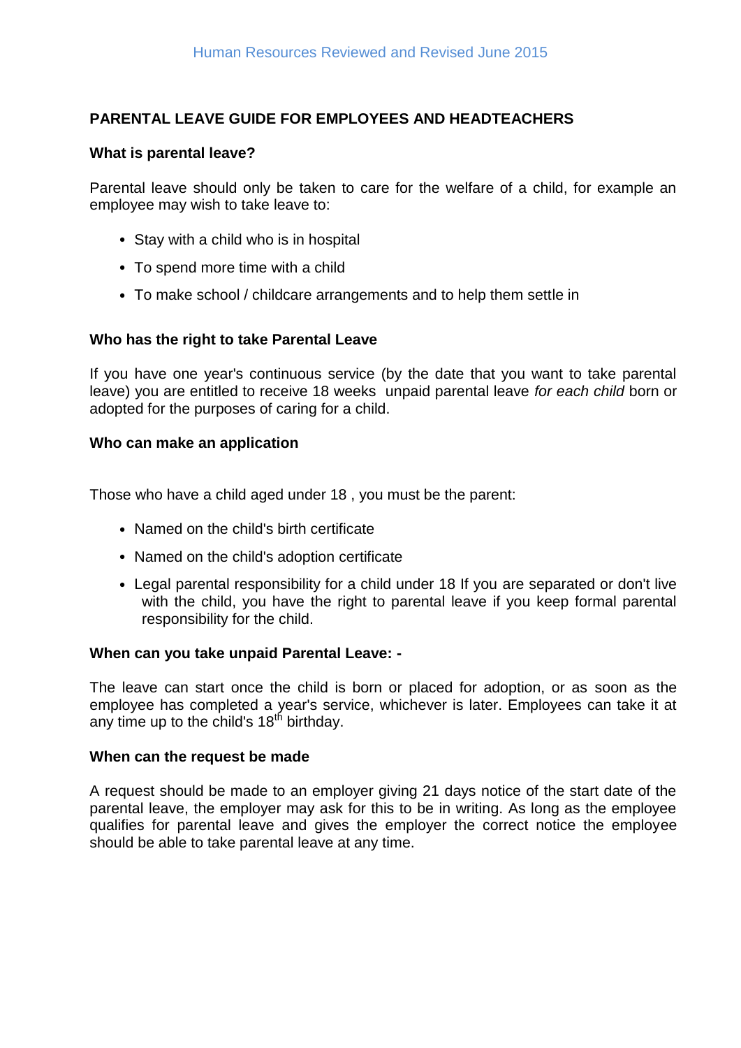## PARENTAL LEAVE GUIDE FOR EMPLOYEES AND HEADTEACHERS

### What is parental leave?

Parental leave should only be taken to care for the welfare of a child, for example an employee may wish to take leave to:

- Stay with a child who is in hospital
- To spend more time with a child
- To make school / childcare arrangements and to help them settle in

### Who has the right to take Parental Leave

If you have one year's continuous service (by the date that you want to take parental leave) you are entitled to receive 18 weeks unpaid parental leave *for each child* born or adopted for the purposes of caring for a child.

### Who can make an application

Those who have a child aged under 18 , you must be the parent:

- Named on the child's birth certificate
- Named on the child's adoption certificate
- Legal parental responsibility for a child under 18 If you are separated or don't live with the child, you have the right to parental leave if you keep formal parental responsibility for the child.

### When can you take unpaid Parental Leave: -

The leave can start once the child is born or placed for adoption, or as soon as the employee has completed a year's service, whichever is later. Employees can take it at any time up to the child's 18th birthday.

### When can the request be made

A request should be made to an employer giving 21 days notice of the start date of the parental leave, the employer may ask for this to be in writing. As long as the employee qualifies for parental leave and gives the employer the correct notice the employee should be able to take parental leave at any time.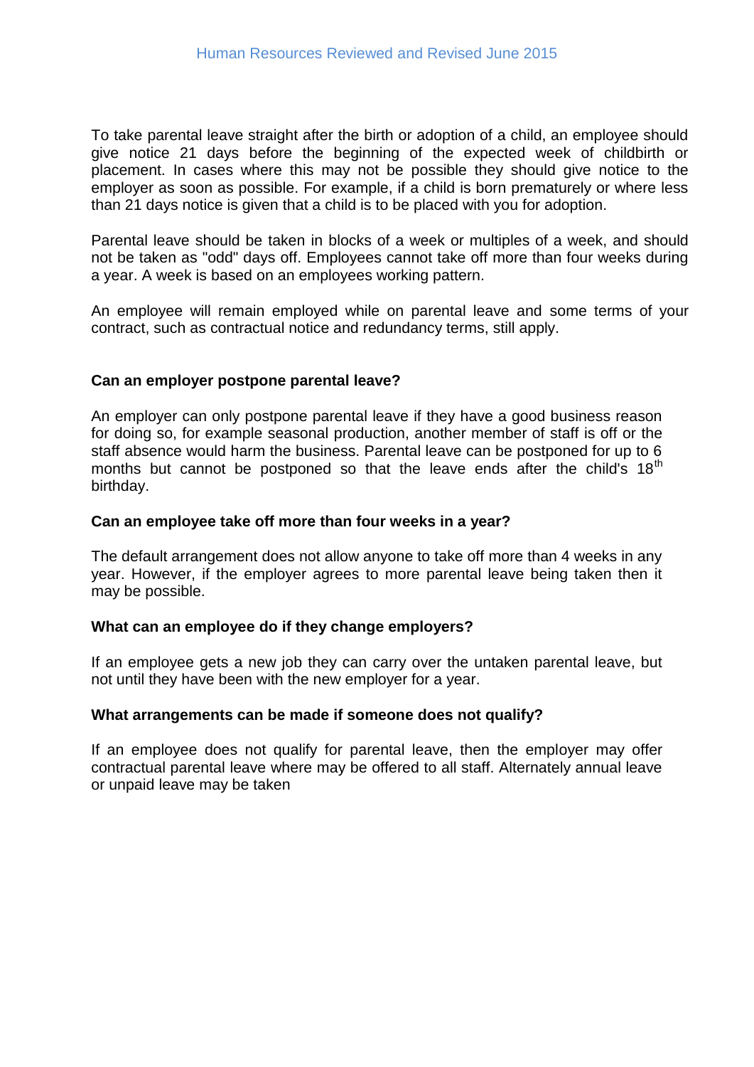To take parental leave straight after the birth or adoption of a child, an employee should give notice 21 days before the beginning of the expected week of childbirth or placement. In cases where this may not be possible they should give notice to the employer as soon as possible. For example, if a child is born prematurely or where less than 21 days notice is given that a child is to be placed with you for adoption.

Parental leave should be taken in blocks of a week or multiples of a week, and should not be taken as "odd" days off. Employees cannot take off more than four weeks during a year. A week is based on an employees working pattern.

An employee will remain employed while on parental leave and some terms of your contract, such as contractual notice and redundancy terms, still apply.

**Can an employer postpone parental leave?**

An employer can only postpone parental leave if they have a good business reason for doing so, for example seasonal production, another member of staff is off or the staff absence would harm the business. Parental leave can be postponed for up to 6 months but cannot be postponed so that the leave ends after the child's 18th birthday.

**Can an employee take off more than four weeks in a year?**

The default arrangement does not allow anyone to take off more than 4 weeks in any year. However, if the employer agrees to more parental leave being taken then it may be possible.

**What can an employee do if they change employers?**

If an employee gets a new job they can carry over the untaken parental leave, but not until they have been with the new employer for a year.

**What arrangements can be made if someone does not qualify?**

If an employee does not qualify for parental leave, then the employer may offer contractual parental leave where may be offered to all staff. Alternately annual leave or unpaid leave may be taken